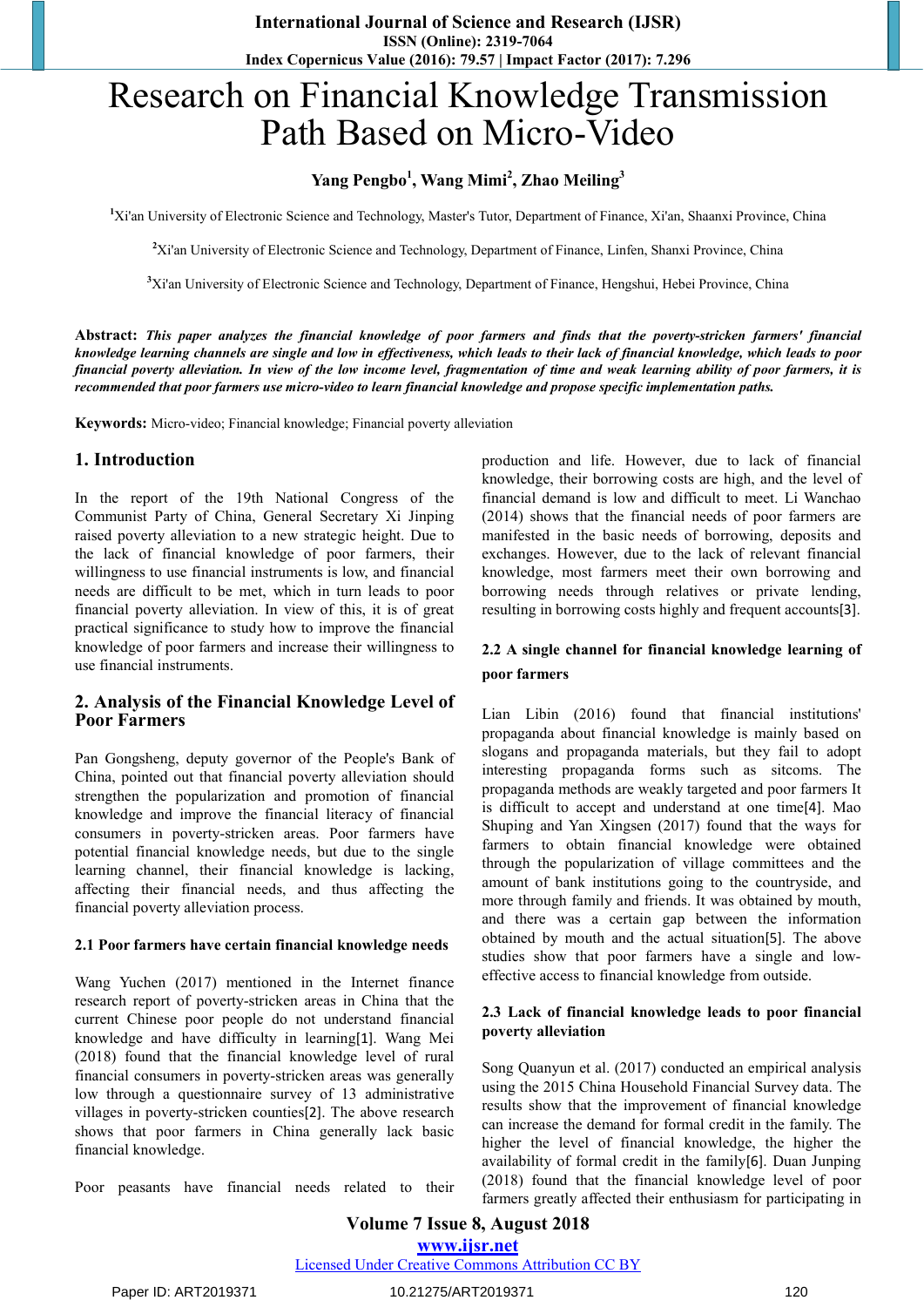# Research on Financial Knowledge Transmission Path Based on Micro-Video

**Yang Pengbo[1], Wang Mimi[2], Zhao Meiling[3]**

[1]Xi'an University of Electronic Science and Technology, Master's Tutor, Department of Finance, Xi'an, Shaanxi Province, China

[2]Xi'an University of Electronic Science and Technology, Department of Finance, Linfen, Shanxi Province, China

[3]Xi'an University of Electronic Science and Technology, Department of Finance, Hengshui, Hebei Province, China

**Abstract:** ***This paper analyzes the financial knowledge of poor farmers and finds that the poverty-stricken farmers' financial knowledge learning channels are single and low in effectiveness, which leads to their lack of financial knowledge, which leads to poor financial poverty alleviation. In view of the low income level, fragmentation of time and weak learning ability of poor farmers, it is recommended that poor farmers use micro-video to learn financial knowledge and propose specific implementation paths.***

**Keywords:** Micro-video; Financial knowledge; Financial poverty alleviation

## 1. Introduction

In the report of the 19th National Congress of the Communist Party of China, General Secretary Xi Jinping raised poverty alleviation to a new strategic height. Due to the lack of financial knowledge of poor farmers, their willingness to use financial instruments is low, and financial needs are difficult to be met, which in turn leads to poor financial poverty alleviation. In view of this, it is of great practical significance to study how to improve the financial knowledge of poor farmers and increase their willingness to use financial instruments.

## 2. Analysis of the Financial Knowledge Level of Poor Farmers

Pan Gongsheng, deputy governor of the People's Bank of China, pointed out that financial poverty alleviation should strengthen the popularization and promotion of financial knowledge and improve the financial literacy of financial consumers in poverty-stricken areas. Poor farmers have potential financial knowledge needs, but due to the single learning channel, their financial knowledge is lacking, affecting their financial needs, and thus affecting the financial poverty alleviation process.

### 2.1 Poor farmers have certain financial knowledge needs

Wang Yuchen (2017) mentioned in the Internet finance research report of poverty-stricken areas in China that the current Chinese poor people do not understand financial knowledge and have difficulty in learning[1]. Wang Mei (2018) found that the financial knowledge level of rural financial consumers in poverty-stricken areas was generally low through a questionnaire survey of 13 administrative villages in poverty-stricken counties[2]. The above research shows that poor farmers in China generally lack basic financial knowledge.

Poor peasants have financial needs related to their production and life. However, due to lack of financial knowledge, their borrowing costs are high, and the level of financial demand is low and difficult to meet. Li Wanchao (2014) shows that the financial needs of poor farmers are manifested in the basic needs of borrowing, deposits and exchanges. However, due to the lack of relevant financial knowledge, most farmers meet their own borrowing and borrowing needs through relatives or private lending, resulting in borrowing costs highly and frequent accounts[3].

### 2.2 A single channel for financial knowledge learning of poor farmers

Lian Libin (2016) found that financial institutions' propaganda about financial knowledge is mainly based on slogans and propaganda materials, but they fail to adopt interesting propaganda forms such as sitcoms. The propaganda methods are weakly targeted and poor farmers It is difficult to accept and understand at one time[4]. Mao Shuping and Yan Xingsen (2017) found that the ways for farmers to obtain financial knowledge were obtained through the popularization of village committees and the amount of bank institutions going to the countryside, and more through family and friends. It was obtained by mouth, and there was a certain gap between the information obtained by mouth and the actual situation[5]. The above studies show that poor farmers have a single and low-effective access to financial knowledge from outside.

### 2.3 Lack of financial knowledge leads to poor financial poverty alleviation

Song Quanyun et al. (2017) conducted an empirical analysis using the 2015 China Household Financial Survey data. The results show that the improvement of financial knowledge can increase the demand for formal credit in the family. The higher the level of financial knowledge, the higher the availability of formal credit in the family[6]. Duan Junping (2018) found that the financial knowledge level of poor farmers greatly affected their enthusiasm for participating in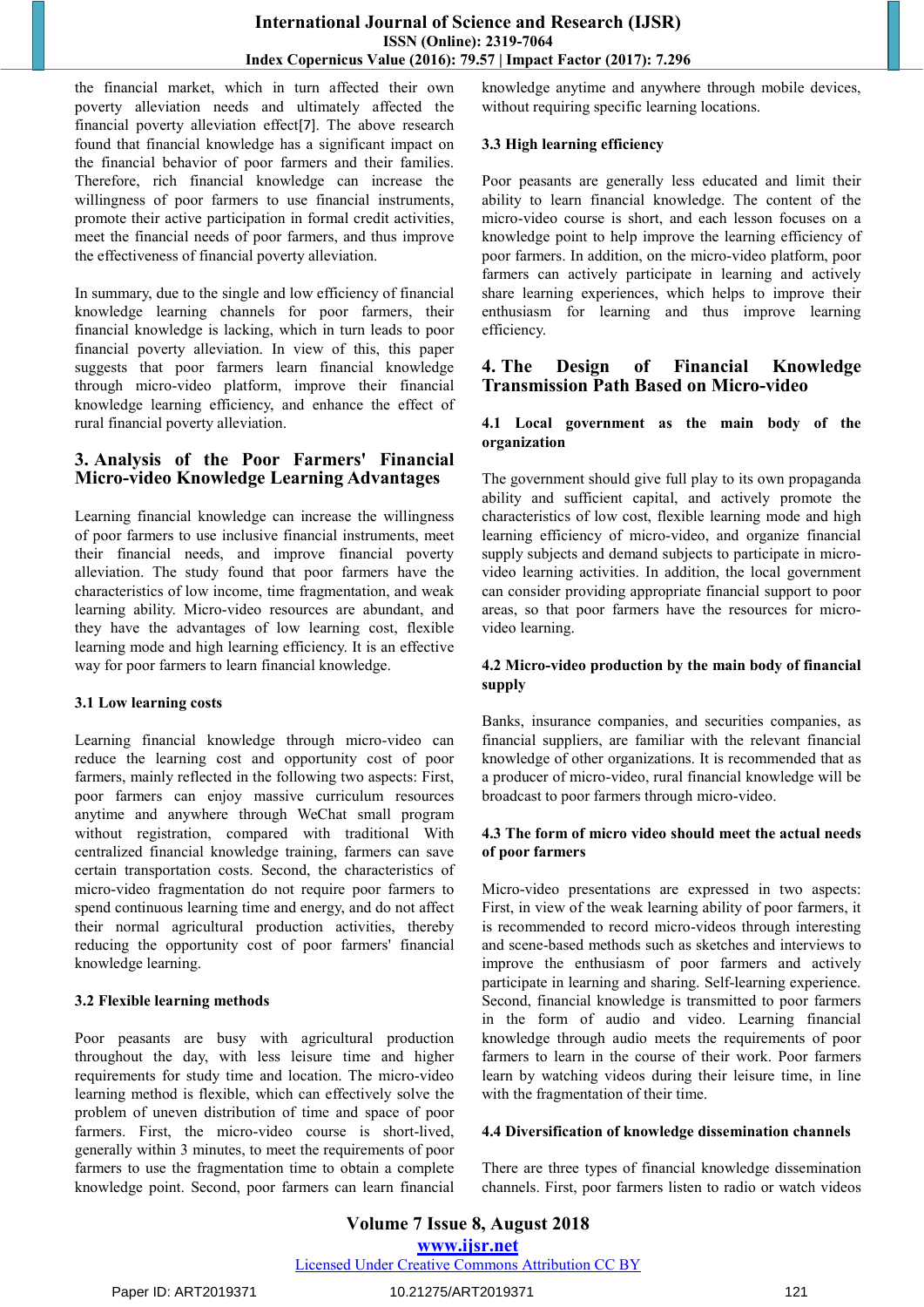the financial market, which in turn affected their own poverty alleviation needs and ultimately affected the financial poverty alleviation effect[7]. The above research found that financial knowledge has a significant impact on the financial behavior of poor farmers and their families. Therefore, rich financial knowledge can increase the willingness of poor farmers to use financial instruments, promote their active participation in formal credit activities, meet the financial needs of poor farmers, and thus improve the effectiveness of financial poverty alleviation.

In summary, due to the single and low efficiency of financial knowledge learning channels for poor farmers, their financial knowledge is lacking, which in turn leads to poor financial poverty alleviation. In view of this, this paper suggests that poor farmers learn financial knowledge through micro-video platform, improve their financial knowledge learning efficiency, and enhance the effect of rural financial poverty alleviation.

## 3. Analysis of the Poor Farmers' Financial Micro-video Knowledge Learning Advantages

Learning financial knowledge can increase the willingness of poor farmers to use inclusive financial instruments, meet their financial needs, and improve financial poverty alleviation. The study found that poor farmers have the characteristics of low income, time fragmentation, and weak learning ability. Micro-video resources are abundant, and they have the advantages of low learning cost, flexible learning mode and high learning efficiency. It is an effective way for poor farmers to learn financial knowledge.

### 3.1 Low learning costs

Learning financial knowledge through micro-video can reduce the learning cost and opportunity cost of poor farmers, mainly reflected in the following two aspects: First, poor farmers can enjoy massive curriculum resources anytime and anywhere through WeChat small program without registration, compared with traditional With centralized financial knowledge training, farmers can save certain transportation costs. Second, the characteristics of micro-video fragmentation do not require poor farmers to spend continuous learning time and energy, and do not affect their normal agricultural production activities, thereby reducing the opportunity cost of poor farmers' financial knowledge learning.

### 3.2 Flexible learning methods

Poor peasants are busy with agricultural production throughout the day, with less leisure time and higher requirements for study time and location. The micro-video learning method is flexible, which can effectively solve the problem of uneven distribution of time and space of poor farmers. First, the micro-video course is short-lived, generally within 3 minutes, to meet the requirements of poor farmers to use the fragmentation time to obtain a complete knowledge point. Second, poor farmers can learn financial knowledge anytime and anywhere through mobile devices, without requiring specific learning locations.

### 3.3 High learning efficiency

Poor peasants are generally less educated and limit their ability to learn financial knowledge. The content of the micro-video course is short, and each lesson focuses on a knowledge point to help improve the learning efficiency of poor farmers. In addition, on the micro-video platform, poor farmers can actively participate in learning and actively share learning experiences, which helps to improve their enthusiasm for learning and thus improve learning efficiency.

## 4. The Design of Financial Knowledge Transmission Path Based on Micro-video

### 4.1 Local government as the main body of the organization

The government should give full play to its own propaganda ability and sufficient capital, and actively promote the characteristics of low cost, flexible learning mode and high learning efficiency of micro-video, and organize financial supply subjects and demand subjects to participate in micro-video learning activities. In addition, the local government can consider providing appropriate financial support to poor areas, so that poor farmers have the resources for micro-video learning.

### 4.2 Micro-video production by the main body of financial supply

Banks, insurance companies, and securities companies, as financial suppliers, are familiar with the relevant financial knowledge of other organizations. It is recommended that as a producer of micro-video, rural financial knowledge will be broadcast to poor farmers through micro-video.

### 4.3 The form of micro video should meet the actual needs of poor farmers

Micro-video presentations are expressed in two aspects: First, in view of the weak learning ability of poor farmers, it is recommended to record micro-videos through interesting and scene-based methods such as sketches and interviews to improve the enthusiasm of poor farmers and actively participate in learning and sharing. Self-learning experience. Second, financial knowledge is transmitted to poor farmers in the form of audio and video. Learning financial knowledge through audio meets the requirements of poor farmers to learn in the course of their work. Poor farmers learn by watching videos during their leisure time, in line with the fragmentation of their time.

### 4.4 Diversification of knowledge dissemination channels

There are three types of financial knowledge dissemination channels. First, poor farmers listen to radio or watch videos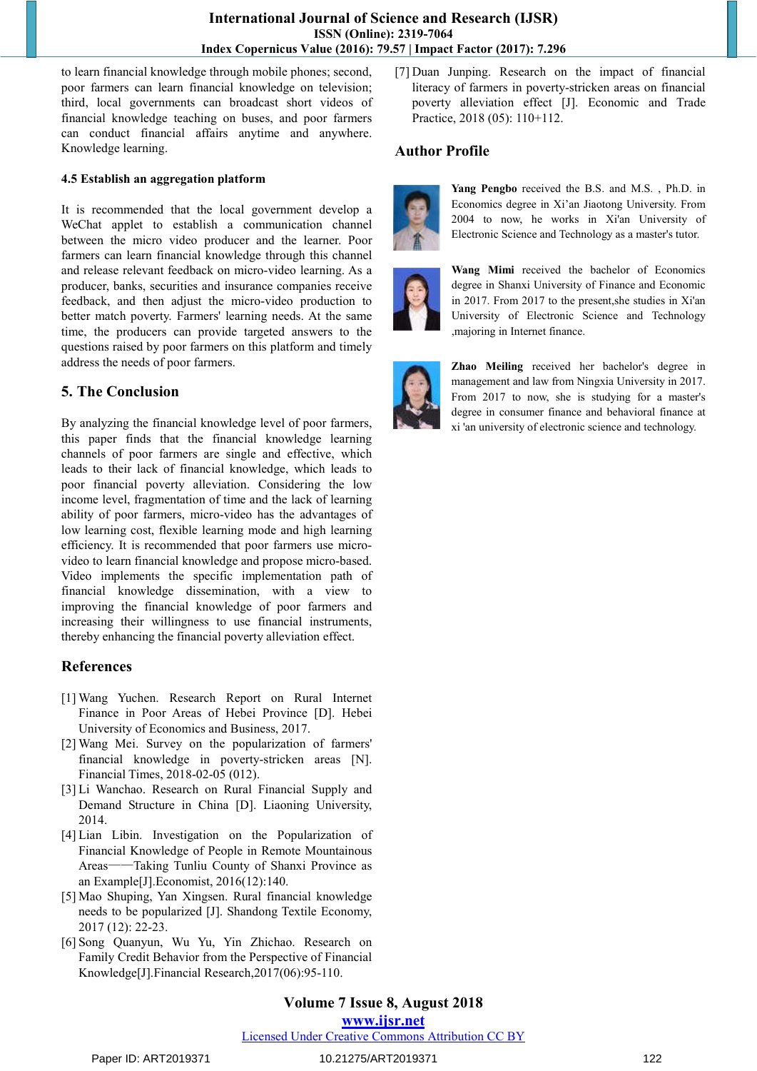to learn financial knowledge through mobile phones; second, poor farmers can learn financial knowledge on television; third, local governments can broadcast short videos of financial knowledge teaching on buses, and poor farmers can conduct financial affairs anytime and anywhere. Knowledge learning.

### 4.5 Establish an aggregation platform

It is recommended that the local government develop a WeChat applet to establish a communication channel between the micro video producer and the learner. Poor farmers can learn financial knowledge through this channel and release relevant feedback on micro-video learning. As a producer, banks, securities and insurance companies receive feedback, and then adjust the micro-video production to better match poverty. Farmers' learning needs. At the same time, the producers can provide targeted answers to the questions raised by poor farmers on this platform and timely address the needs of poor farmers.

## 5. The Conclusion

By analyzing the financial knowledge level of poor farmers, this paper finds that the financial knowledge learning channels of poor farmers are single and effective, which leads to their lack of financial knowledge, which leads to poor financial poverty alleviation. Considering the low income level, fragmentation of time and the lack of learning ability of poor farmers, micro-video has the advantages of low learning cost, flexible learning mode and high learning efficiency. It is recommended that poor farmers use micro-video to learn financial knowledge and propose micro-based. Video implements the specific implementation path of financial knowledge dissemination, with a view to improving the financial knowledge of poor farmers and increasing their willingness to use financial instruments, thereby enhancing the financial poverty alleviation effect.

## References

[1] Wang Yuchen. Research Report on Rural Internet Finance in Poor Areas of Hebei Province [D]. Hebei University of Economics and Business, 2017.

[2] Wang Mei. Survey on the popularization of farmers' financial knowledge in poverty-stricken areas [N]. Financial Times, 2018-02-05 (012).

[3] Li Wanchao. Research on Rural Financial Supply and Demand Structure in China [D]. Liaoning University, 2014.

[4] Lian Libin. Investigation on the Popularization of Financial Knowledge of People in Remote Mountainous Areas——Taking Tunliu County of Shanxi Province as an Example[J].Economist, 2016(12):140.

[5] Mao Shuping, Yan Xingsen. Rural financial knowledge needs to be popularized [J]. Shandong Textile Economy, 2017 (12): 22-23.

[6] Song Quanyun, Wu Yu, Yin Zhichao. Research on Family Credit Behavior from the Perspective of Financial Knowledge[J].Financial Research,2017(06):95-110.

[7] Duan Junping. Research on the impact of financial literacy of farmers in poverty-stricken areas on financial poverty alleviation effect [J]. Economic and Trade Practice, 2018 (05): 110+112.

## Author Profile

**Yang Pengbo** received the B.S. and M.S. , Ph.D. in Economics degree in Xi'an Jiaotong University. From 2004 to now, he works in Xi'an University of Electronic Science and Technology as a master's tutor.

**Wang Mimi** received the bachelor of Economics degree in Shanxi University of Finance and Economic in 2017. From 2017 to the present,she studies in Xi'an University of Electronic Science and Technology ,majoring in Internet finance.

**Zhao Meiling** received her bachelor's degree in management and law from Ningxia University in 2017. From 2017 to now, she is studying for a master's degree in consumer finance and behavioral finance at xi 'an university of electronic science and technology.